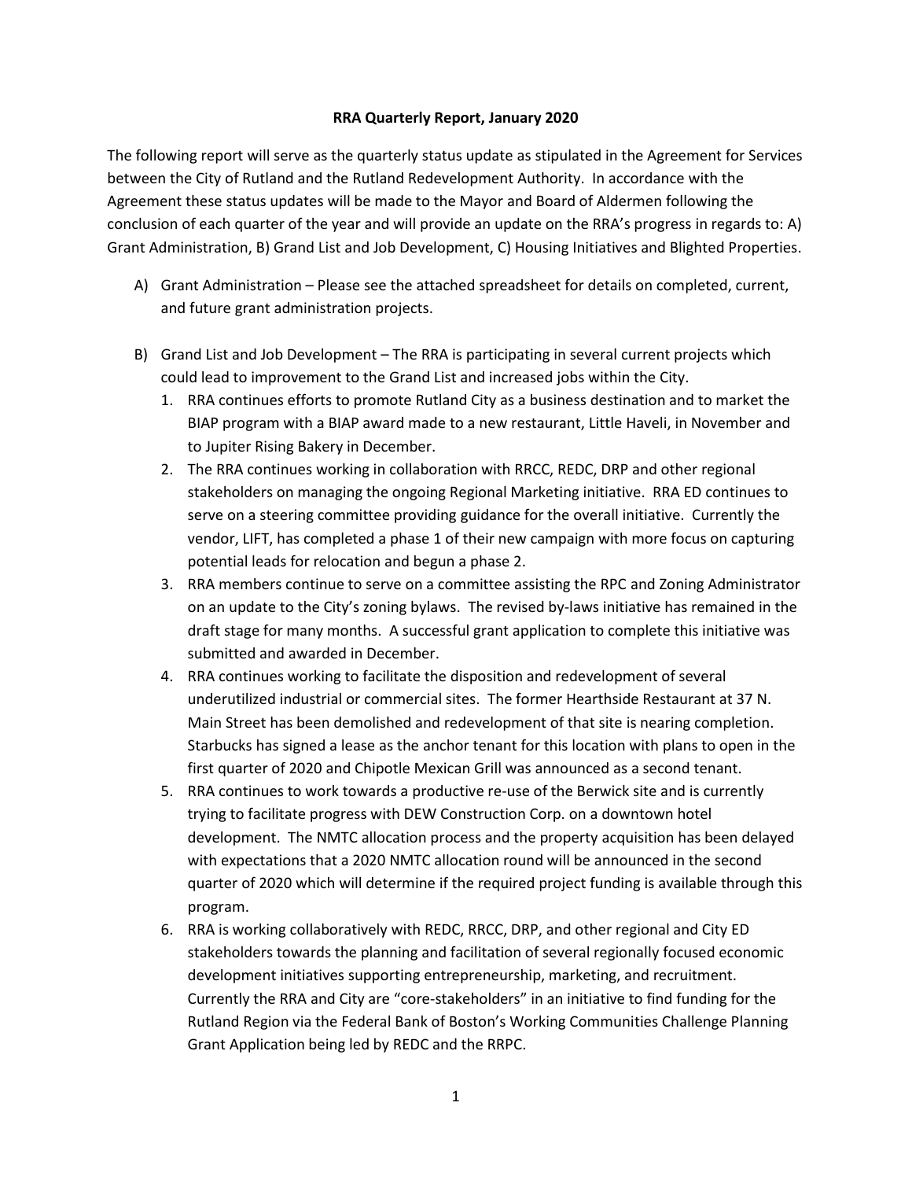**RRA Quarterly Report, January 2020**

The following report will serve as the quarterly status update as stipulated in the Agreement for Services between the City of Rutland and the Rutland Redevelopment Authority. In accordance with the Agreement these status updates will be made to the Mayor and Board of Aldermen following the conclusion of each quarter of the year and will provide an update on the RRA's progress in regards to: A) Grant Administration, B) Grand List and Job Development, C) Housing Initiatives and Blighted Properties.

A) Grant Administration – Please see the attached spreadsheet for details on completed, current, and future grant administration projects.

B) Grand List and Job Development – The RRA is participating in several current projects which could lead to improvement to the Grand List and increased jobs within the City.

   1. RRA continues efforts to promote Rutland City as a business destination and to market the BIAP program with a BIAP award made to a new restaurant, Little Haveli, in November and to Jupiter Rising Bakery in December.
   2. The RRA continues working in collaboration with RRCC, REDC, DRP and other regional stakeholders on managing the ongoing Regional Marketing initiative. RRA ED continues to serve on a steering committee providing guidance for the overall initiative. Currently the vendor, LIFT, has completed a phase 1 of their new campaign with more focus on capturing potential leads for relocation and begun a phase 2.
   3. RRA members continue to serve on a committee assisting the RPC and Zoning Administrator on an update to the City's zoning bylaws. The revised by-laws initiative has remained in the draft stage for many months. A successful grant application to complete this initiative was submitted and awarded in December.
   4. RRA continues working to facilitate the disposition and redevelopment of several underutilized industrial or commercial sites. The former Hearthside Restaurant at 37 N. Main Street has been demolished and redevelopment of that site is nearing completion. Starbucks has signed a lease as the anchor tenant for this location with plans to open in the first quarter of 2020 and Chipotle Mexican Grill was announced as a second tenant.
   5. RRA continues to work towards a productive re-use of the Berwick site and is currently trying to facilitate progress with DEW Construction Corp. on a downtown hotel development. The NMTC allocation process and the property acquisition has been delayed with expectations that a 2020 NMTC allocation round will be announced in the second quarter of 2020 which will determine if the required project funding is available through this program.
   6. RRA is working collaboratively with REDC, RRCC, DRP, and other regional and City ED stakeholders towards the planning and facilitation of several regionally focused economic development initiatives supporting entrepreneurship, marketing, and recruitment. Currently the RRA and City are "core-stakeholders" in an initiative to find funding for the Rutland Region via the Federal Bank of Boston's Working Communities Challenge Planning Grant Application being led by REDC and the RRPC.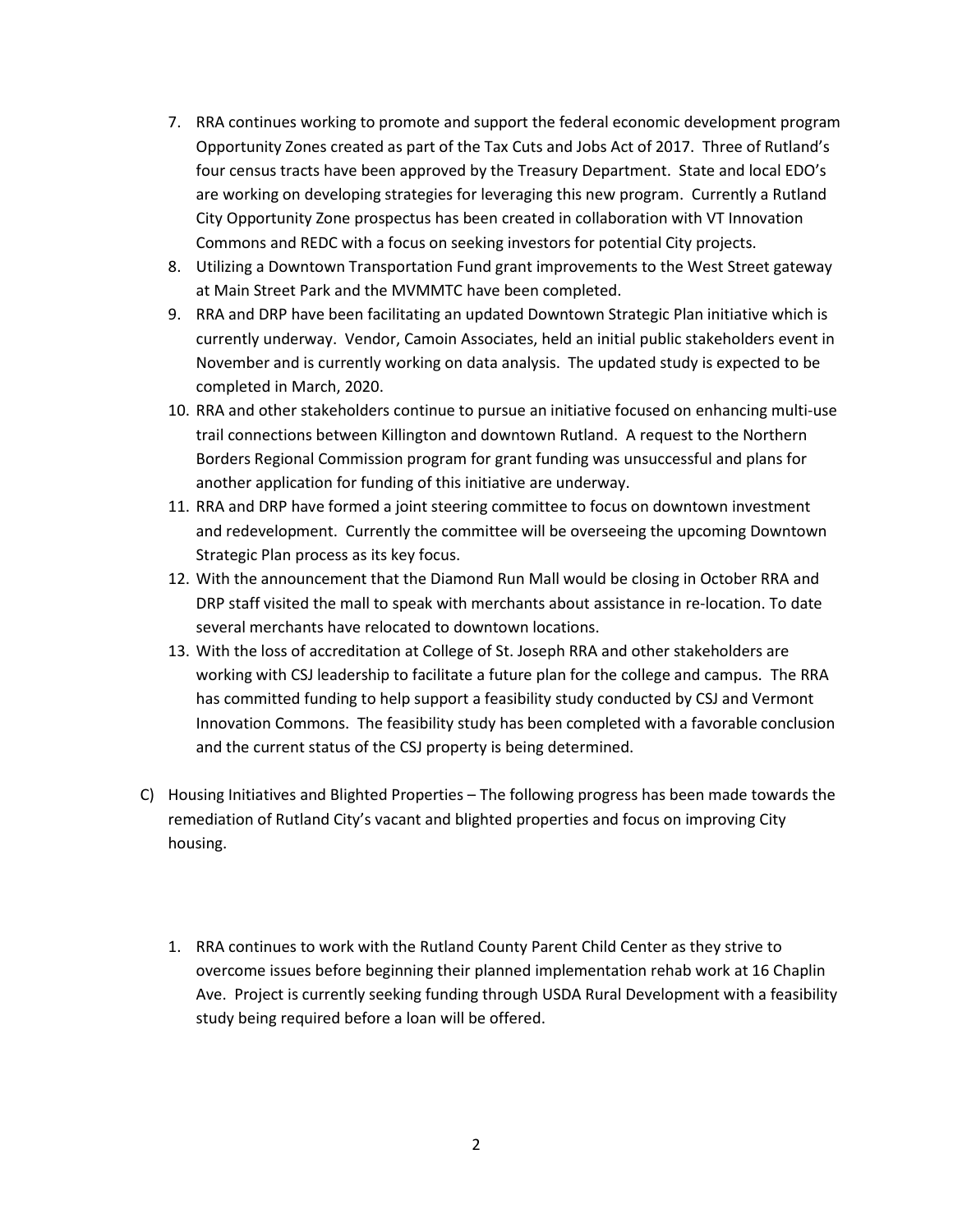7. RRA continues working to promote and support the federal economic development program Opportunity Zones created as part of the Tax Cuts and Jobs Act of 2017. Three of Rutland's four census tracts have been approved by the Treasury Department. State and local EDO's are working on developing strategies for leveraging this new program. Currently a Rutland City Opportunity Zone prospectus has been created in collaboration with VT Innovation Commons and REDC with a focus on seeking investors for potential City projects.
8. Utilizing a Downtown Transportation Fund grant improvements to the West Street gateway at Main Street Park and the MVMMTC have been completed.
9. RRA and DRP have been facilitating an updated Downtown Strategic Plan initiative which is currently underway. Vendor, Camoin Associates, held an initial public stakeholders event in November and is currently working on data analysis. The updated study is expected to be completed in March, 2020.
10. RRA and other stakeholders continue to pursue an initiative focused on enhancing multi-use trail connections between Killington and downtown Rutland. A request to the Northern Borders Regional Commission program for grant funding was unsuccessful and plans for another application for funding of this initiative are underway.
11. RRA and DRP have formed a joint steering committee to focus on downtown investment and redevelopment. Currently the committee will be overseeing the upcoming Downtown Strategic Plan process as its key focus.
12. With the announcement that the Diamond Run Mall would be closing in October RRA and DRP staff visited the mall to speak with merchants about assistance in re-location. To date several merchants have relocated to downtown locations.
13. With the loss of accreditation at College of St. Joseph RRA and other stakeholders are working with CSJ leadership to facilitate a future plan for the college and campus. The RRA has committed funding to help support a feasibility study conducted by CSJ and Vermont Innovation Commons. The feasibility study has been completed with a favorable conclusion and the current status of the CSJ property is being determined.

C) Housing Initiatives and Blighted Properties – The following progress has been made towards the remediation of Rutland City's vacant and blighted properties and focus on improving City housing.

1. RRA continues to work with the Rutland County Parent Child Center as they strive to overcome issues before beginning their planned implementation rehab work at 16 Chaplin Ave. Project is currently seeking funding through USDA Rural Development with a feasibility study being required before a loan will be offered.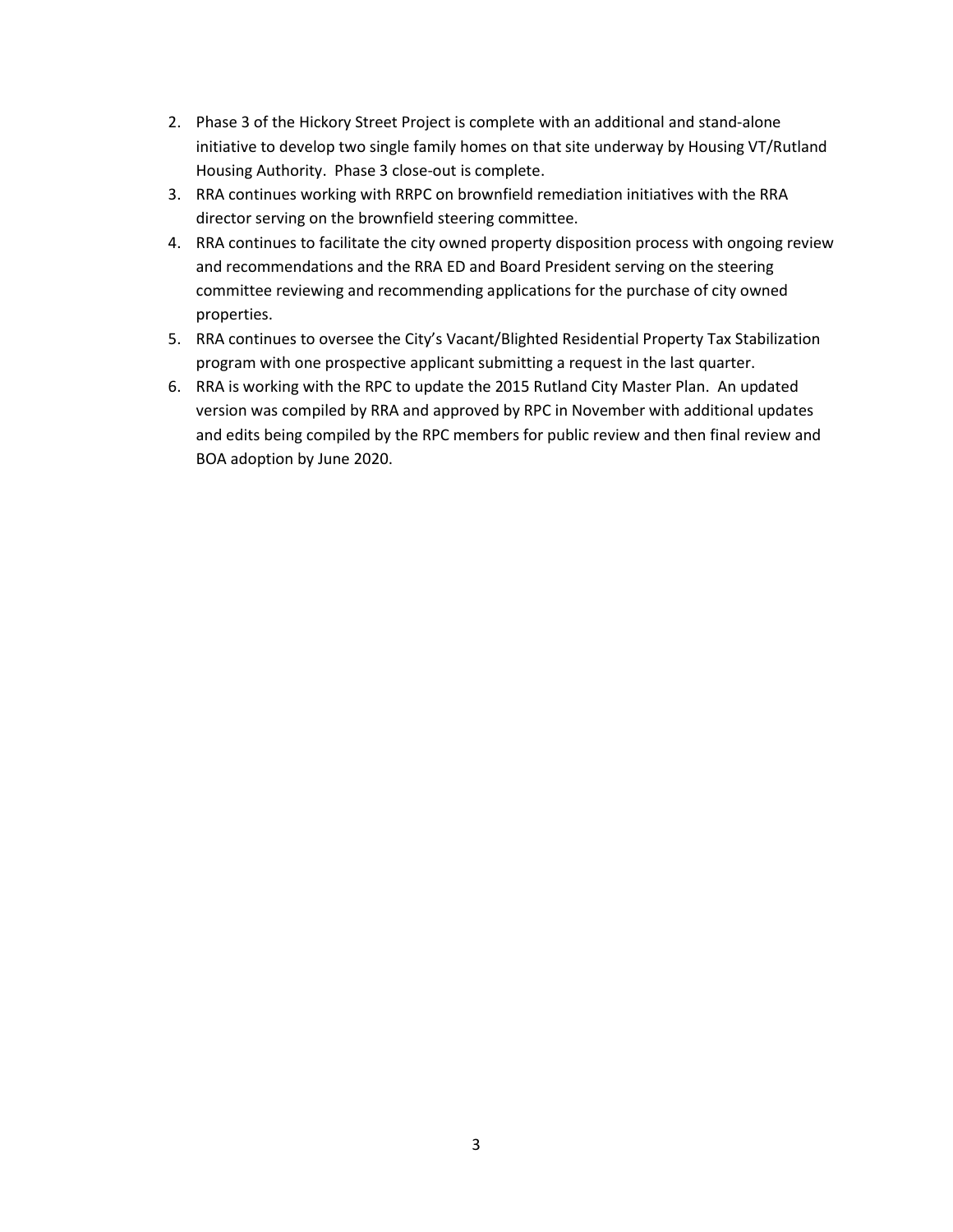2. Phase 3 of the Hickory Street Project is complete with an additional and stand-alone initiative to develop two single family homes on that site underway by Housing VT/Rutland Housing Authority. Phase 3 close-out is complete.
3. RRA continues working with RRPC on brownfield remediation initiatives with the RRA director serving on the brownfield steering committee.
4. RRA continues to facilitate the city owned property disposition process with ongoing review and recommendations and the RRA ED and Board President serving on the steering committee reviewing and recommending applications for the purchase of city owned properties.
5. RRA continues to oversee the City's Vacant/Blighted Residential Property Tax Stabilization program with one prospective applicant submitting a request in the last quarter.
6. RRA is working with the RPC to update the 2015 Rutland City Master Plan. An updated version was compiled by RRA and approved by RPC in November with additional updates and edits being compiled by the RPC members for public review and then final review and BOA adoption by June 2020.